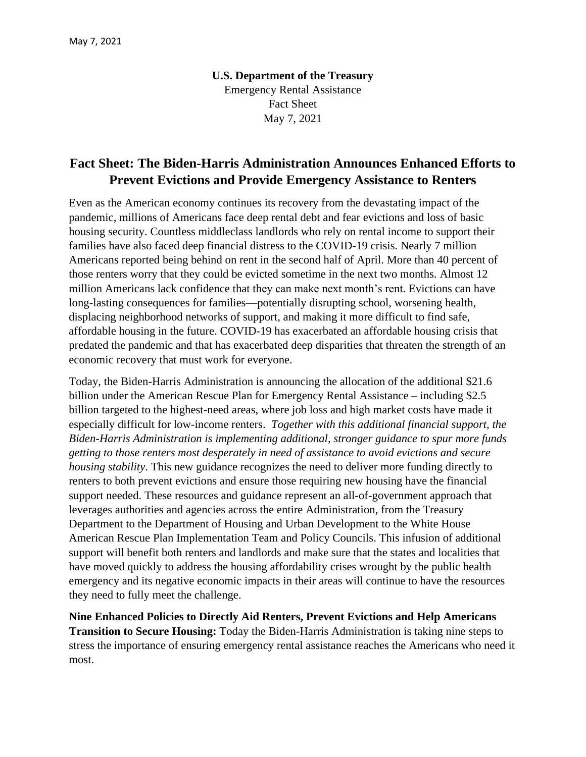**U.S. Department of the Treasury**
Emergency Rental Assistance
Fact Sheet
May 7, 2021

# Fact Sheet: The Biden-Harris Administration Announces Enhanced Efforts to Prevent Evictions and Provide Emergency Assistance to Renters

Even as the American economy continues its recovery from the devastating impact of the pandemic, millions of Americans face deep rental debt and fear evictions and loss of basic housing security. Countless middleclass landlords who rely on rental income to support their families have also faced deep financial distress to the COVID-19 crisis. Nearly 7 million Americans reported being behind on rent in the second half of April. More than 40 percent of those renters worry that they could be evicted sometime in the next two months. Almost 12 million Americans lack confidence that they can make next month's rent. Evictions can have long-lasting consequences for families—potentially disrupting school, worsening health, displacing neighborhood networks of support, and making it more difficult to find safe, affordable housing in the future. COVID-19 has exacerbated an affordable housing crisis that predated the pandemic and that has exacerbated deep disparities that threaten the strength of an economic recovery that must work for everyone.

Today, the Biden-Harris Administration is announcing the allocation of the additional $21.6 billion under the American Rescue Plan for Emergency Rental Assistance – including $2.5 billion targeted to the highest-need areas, where job loss and high market costs have made it especially difficult for low-income renters. *Together with this additional financial support, the Biden-Harris Administration is implementing additional, stronger guidance to spur more funds getting to those renters most desperately in need of assistance to avoid evictions and secure housing stability*. This new guidance recognizes the need to deliver more funding directly to renters to both prevent evictions and ensure those requiring new housing have the financial support needed. These resources and guidance represent an all-of-government approach that leverages authorities and agencies across the entire Administration, from the Treasury Department to the Department of Housing and Urban Development to the White House American Rescue Plan Implementation Team and Policy Councils. This infusion of additional support will benefit both renters and landlords and make sure that the states and localities that have moved quickly to address the housing affordability crises wrought by the public health emergency and its negative economic impacts in their areas will continue to have the resources they need to fully meet the challenge.

**Nine Enhanced Policies to Directly Aid Renters, Prevent Evictions and Help Americans Transition to Secure Housing:** Today the Biden-Harris Administration is taking nine steps to stress the importance of ensuring emergency rental assistance reaches the Americans who need it most.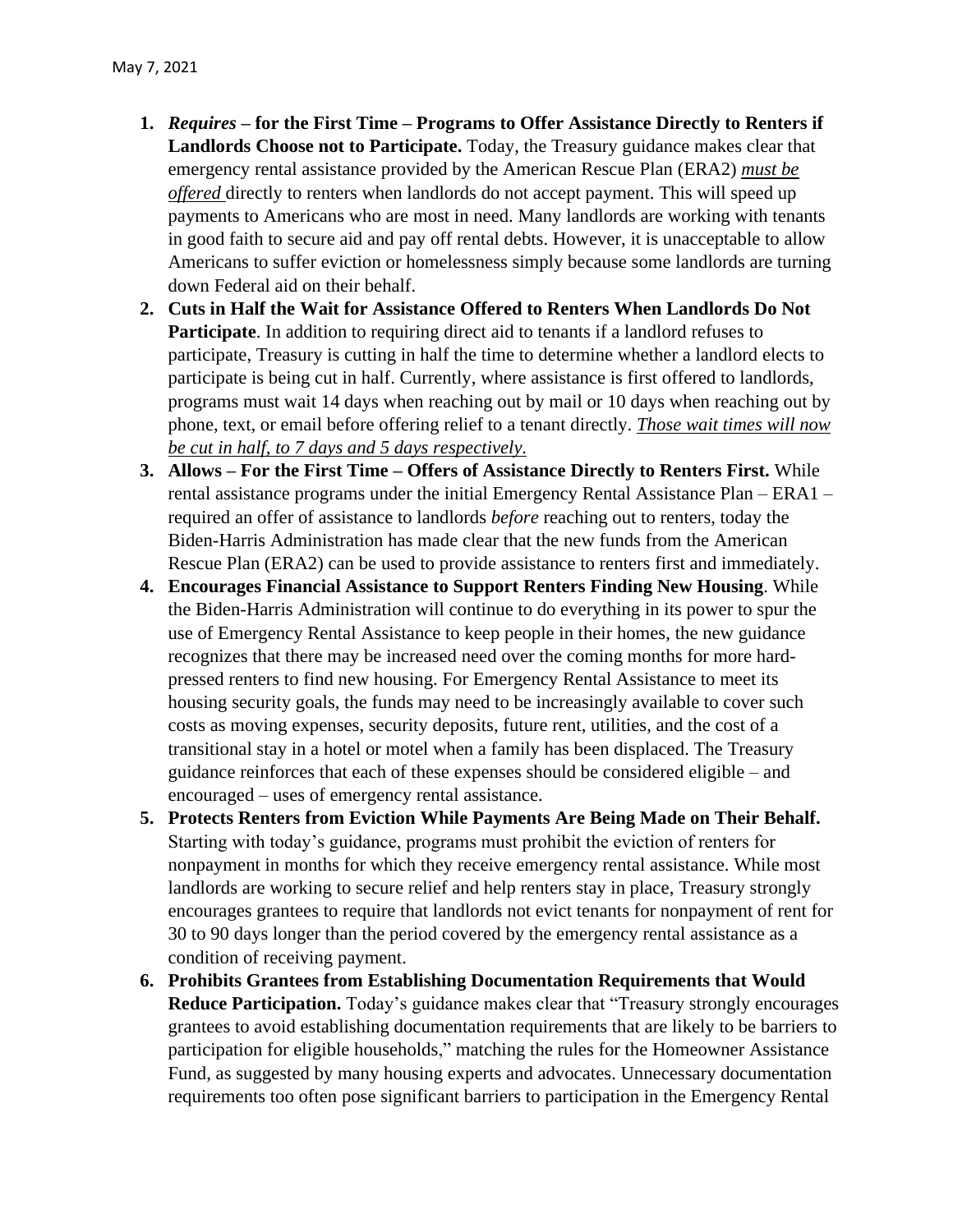May 7, 2021

1. ***Requires* – for the First Time – Programs to Offer Assistance Directly to Renters if Landlords Choose not to Participate.** Today, the Treasury guidance makes clear that emergency rental assistance provided by the American Rescue Plan (ERA2) ***must be offered*** directly to renters when landlords do not accept payment. This will speed up payments to Americans who are most in need. Many landlords are working with tenants in good faith to secure aid and pay off rental debts. However, it is unacceptable to allow Americans to suffer eviction or homelessness simply because some landlords are turning down Federal aid on their behalf.
2. **Cuts in Half the Wait for Assistance Offered to Renters When Landlords Do Not Participate**. In addition to requiring direct aid to tenants if a landlord refuses to participate, Treasury is cutting in half the time to determine whether a landlord elects to participate is being cut in half. Currently, where assistance is first offered to landlords, programs must wait 14 days when reaching out by mail or 10 days when reaching out by phone, text, or email before offering relief to a tenant directly. ***Those wait times will now be cut in half, to 7 days and 5 days respectively***.
3. **Allows – For the First Time – Offers of Assistance Directly to Renters First.** While rental assistance programs under the initial Emergency Rental Assistance Plan – ERA1 – required an offer of assistance to landlords *before* reaching out to renters, today the Biden-Harris Administration has made clear that the new funds from the American Rescue Plan (ERA2) can be used to provide assistance to renters first and immediately.
4. **Encourages Financial Assistance to Support Renters Finding New Housing**. While the Biden-Harris Administration will continue to do everything in its power to spur the use of Emergency Rental Assistance to keep people in their homes, the new guidance recognizes that there may be increased need over the coming months for more hard-pressed renters to find new housing. For Emergency Rental Assistance to meet its housing security goals, the funds may need to be increasingly available to cover such costs as moving expenses, security deposits, future rent, utilities, and the cost of a transitional stay in a hotel or motel when a family has been displaced. The Treasury guidance reinforces that each of these expenses should be considered eligible – and encouraged – uses of emergency rental assistance.
5. **Protects Renters from Eviction While Payments Are Being Made on Their Behalf.** Starting with today's guidance, programs must prohibit the eviction of renters for nonpayment in months for which they receive emergency rental assistance. While most landlords are working to secure relief and help renters stay in place, Treasury strongly encourages grantees to require that landlords not evict tenants for nonpayment of rent for 30 to 90 days longer than the period covered by the emergency rental assistance as a condition of receiving payment.
6. **Prohibits Grantees from Establishing Documentation Requirements that Would Reduce Participation.** Today's guidance makes clear that "Treasury strongly encourages grantees to avoid establishing documentation requirements that are likely to be barriers to participation for eligible households," matching the rules for the Homeowner Assistance Fund, as suggested by many housing experts and advocates. Unnecessary documentation requirements too often pose significant barriers to participation in the Emergency Rental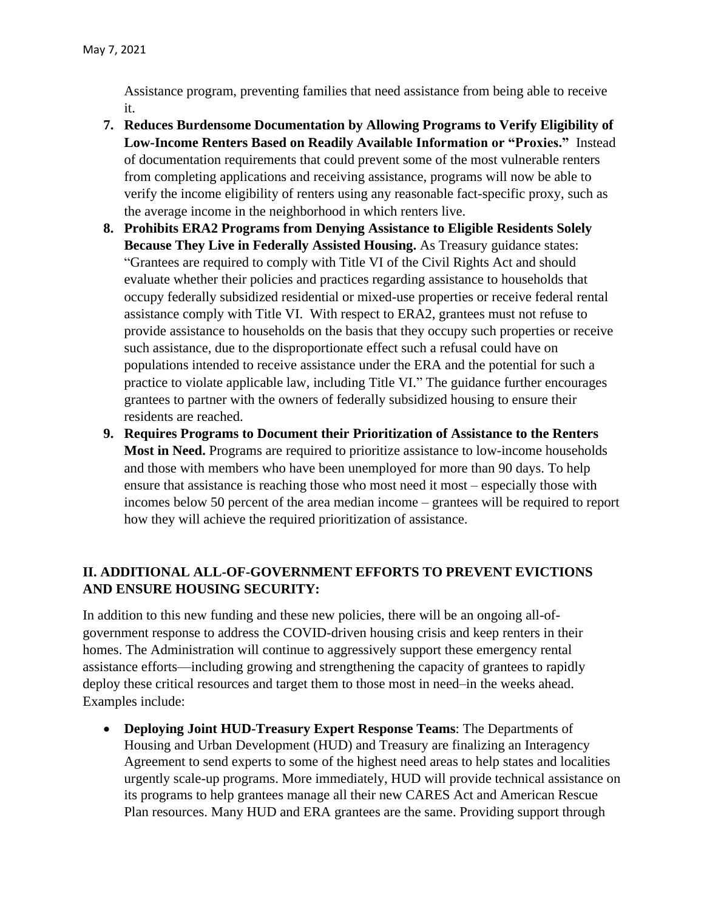Assistance program, preventing families that need assistance from being able to receive it.

7. **Reduces Burdensome Documentation by Allowing Programs to Verify Eligibility of Low-Income Renters Based on Readily Available Information or "Proxies."** Instead of documentation requirements that could prevent some of the most vulnerable renters from completing applications and receiving assistance, programs will now be able to verify the income eligibility of renters using any reasonable fact-specific proxy, such as the average income in the neighborhood in which renters live.
8. **Prohibits ERA2 Programs from Denying Assistance to Eligible Residents Solely Because They Live in Federally Assisted Housing.** As Treasury guidance states: "Grantees are required to comply with Title VI of the Civil Rights Act and should evaluate whether their policies and practices regarding assistance to households that occupy federally subsidized residential or mixed-use properties or receive federal rental assistance comply with Title VI. With respect to ERA2, grantees must not refuse to provide assistance to households on the basis that they occupy such properties or receive such assistance, due to the disproportionate effect such a refusal could have on populations intended to receive assistance under the ERA and the potential for such a practice to violate applicable law, including Title VI." The guidance further encourages grantees to partner with the owners of federally subsidized housing to ensure their residents are reached.
9. **Requires Programs to Document their Prioritization of Assistance to the Renters Most in Need.** Programs are required to prioritize assistance to low-income households and those with members who have been unemployed for more than 90 days. To help ensure that assistance is reaching those who most need it most – especially those with incomes below 50 percent of the area median income – grantees will be required to report how they will achieve the required prioritization of assistance.

## II. ADDITIONAL ALL-OF-GOVERNMENT EFFORTS TO PREVENT EVICTIONS AND ENSURE HOUSING SECURITY:

In addition to this new funding and these new policies, there will be an ongoing all-of-government response to address the COVID-driven housing crisis and keep renters in their homes. The Administration will continue to aggressively support these emergency rental assistance efforts—including growing and strengthening the capacity of grantees to rapidly deploy these critical resources and target them to those most in need–in the weeks ahead. Examples include:

- **Deploying Joint HUD-Treasury Expert Response Teams**: The Departments of Housing and Urban Development (HUD) and Treasury are finalizing an Interagency Agreement to send experts to some of the highest need areas to help states and localities urgently scale-up programs. More immediately, HUD will provide technical assistance on its programs to help grantees manage all their new CARES Act and American Rescue Plan resources. Many HUD and ERA grantees are the same. Providing support through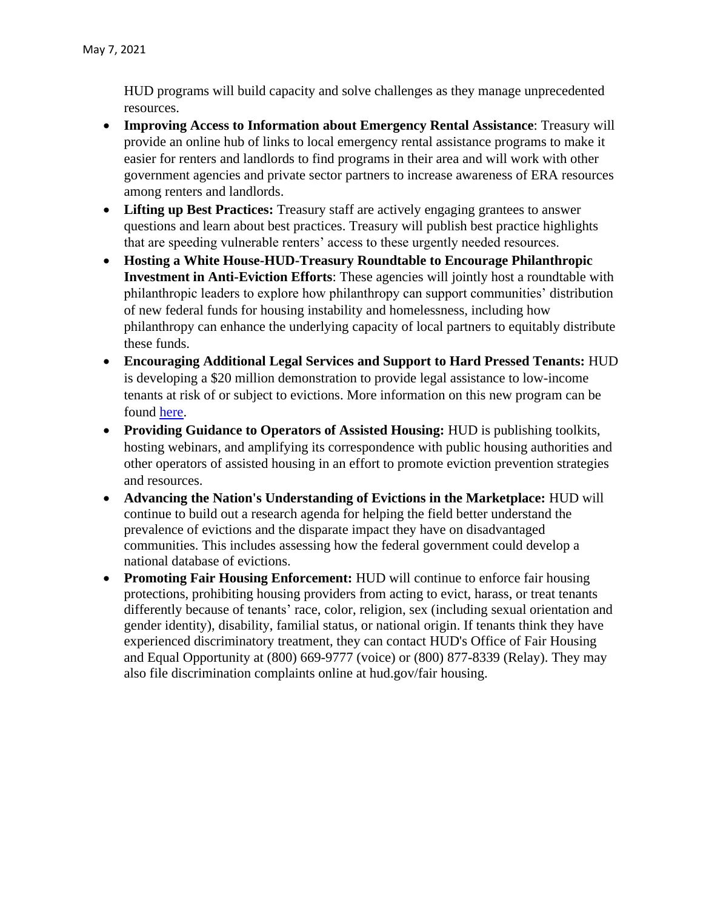HUD programs will build capacity and solve challenges as they manage unprecedented resources.

- **Improving Access to Information about Emergency Rental Assistance**: Treasury will provide an online hub of links to local emergency rental assistance programs to make it easier for renters and landlords to find programs in their area and will work with other government agencies and private sector partners to increase awareness of ERA resources among renters and landlords.
- **Lifting up Best Practices:** Treasury staff are actively engaging grantees to answer questions and learn about best practices. Treasury will publish best practice highlights that are speeding vulnerable renters' access to these urgently needed resources.
- **Hosting a White House-HUD-Treasury Roundtable to Encourage Philanthropic Investment in Anti-Eviction Efforts**: These agencies will jointly host a roundtable with philanthropic leaders to explore how philanthropy can support communities' distribution of new federal funds for housing instability and homelessness, including how philanthropy can enhance the underlying capacity of local partners to equitably distribute these funds.
- **Encouraging Additional Legal Services and Support to Hard Pressed Tenants:** HUD is developing a $20 million demonstration to provide legal assistance to low-income tenants at risk of or subject to evictions. More information on this new program can be found here.
- **Providing Guidance to Operators of Assisted Housing:** HUD is publishing toolkits, hosting webinars, and amplifying its correspondence with public housing authorities and other operators of assisted housing in an effort to promote eviction prevention strategies and resources.
- **Advancing the Nation's Understanding of Evictions in the Marketplace:** HUD will continue to build out a research agenda for helping the field better understand the prevalence of evictions and the disparate impact they have on disadvantaged communities. This includes assessing how the federal government could develop a national database of evictions.
- **Promoting Fair Housing Enforcement:** HUD will continue to enforce fair housing protections, prohibiting housing providers from acting to evict, harass, or treat tenants differently because of tenants' race, color, religion, sex (including sexual orientation and gender identity), disability, familial status, or national origin. If tenants think they have experienced discriminatory treatment, they can contact HUD's Office of Fair Housing and Equal Opportunity at (800) 669-9777 (voice) or (800) 877-8339 (Relay). They may also file discrimination complaints online at hud.gov/fair housing.